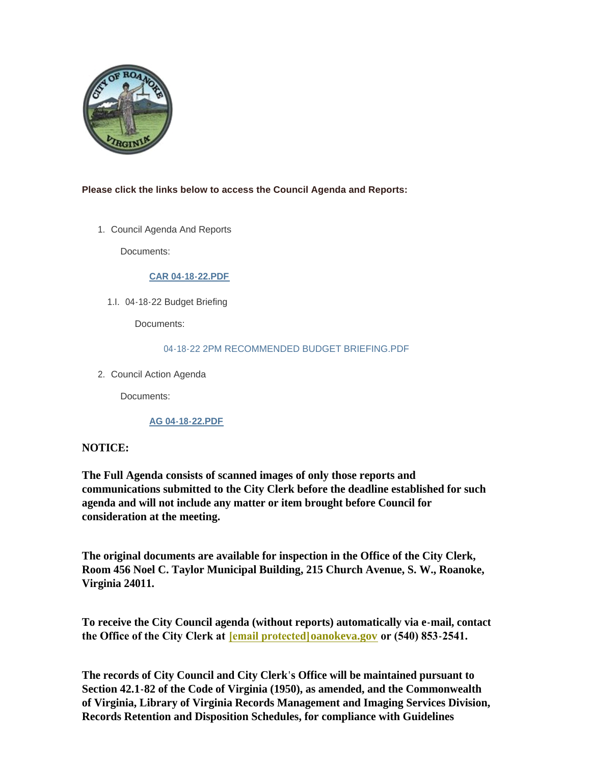**Please click the links below to access the Council Agenda and Reports:**

1. Council Agenda And Reports

   Documents:

   [CAR 04-18-22.PDF]

   1.I. 04-18-22 Budget Briefing

   Documents:

   04-18-22 2PM RECOMMENDED BUDGET BRIEFING.PDF

2. Council Action Agenda

   Documents:

   [AG 04-18-22.PDF]

**NOTICE:**

**The Full Agenda consists of scanned images of only those reports and communications submitted to the City Clerk before the deadline established for such agenda and will not include any matter or item brought before Council for consideration at the meeting.**

**The original documents are available for inspection in the Office of the City Clerk, Room 456 Noel C. Taylor Municipal Building, 215 Church Avenue, S. W., Roanoke, Virginia 24011.**

**To receive the City Council agenda (without reports) automatically via e-mail, contact the Office of the City Clerk at [email protected]oanokeva.gov or (540) 853-2541.**

**The records of City Council and City Clerk's Office will be maintained pursuant to Section 42.1-82 of the Code of Virginia (1950), as amended, and the Commonwealth of Virginia, Library of Virginia Records Management and Imaging Services Division, Records Retention and Disposition Schedules, for compliance with Guidelines**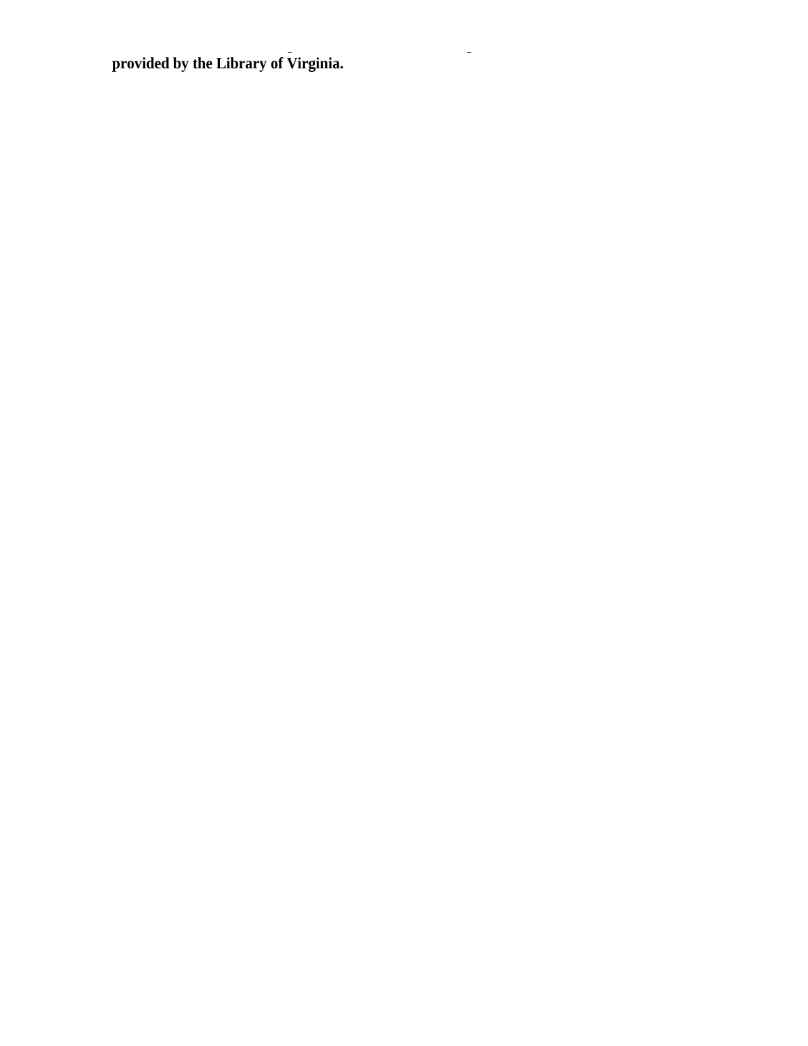**provided by the Library of Virginia.**